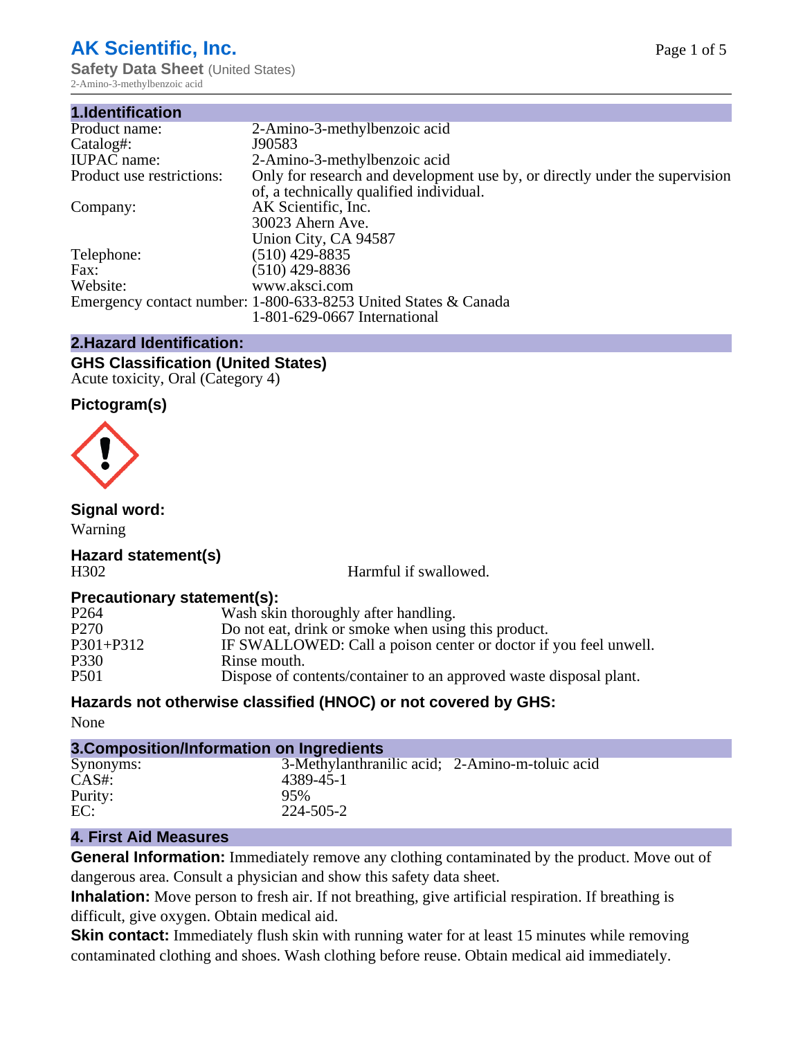# AK Scientific, Inc.

**Safety Data Sheet** (United States)

2-Amino-3-methylbenzoic acid

## 1.Identification

| | |
|---|---|
| Product name: | 2-Amino-3-methylbenzoic acid |
| Catalog#: | J90583 |
| IUPAC name: | 2-Amino-3-methylbenzoic acid |
| Product use restrictions: | Only for research and development use by, or directly under the supervision of, a technically qualified individual. |
| Company: | AK Scientific, Inc.<br>30023 Ahern Ave.<br>Union City, CA 94587 |
| Telephone: | (510) 429-8835 |
| Fax: | (510) 429-8836 |
| Website: | www.aksci.com |
| Emergency contact number: | 1-800-633-8253 United States & Canada<br>1-801-629-0667 International |

## 2.Hazard Identification:

### GHS Classification (United States)

Acute toxicity, Oral (Category 4)

### Pictogram(s)

### Signal word:

Warning

### Hazard statement(s)

| | |
|---|---|
| H302 | Harmful if swallowed. |

### Precautionary statement(s):

| | |
|---|---|
| P264 | Wash skin thoroughly after handling. |
| P270 | Do not eat, drink or smoke when using this product. |
| P301+P312 | IF SWALLOWED: Call a poison center or doctor if you feel unwell. |
| P330 | Rinse mouth. |
| P501 | Dispose of contents/container to an approved waste disposal plant. |

### Hazards not otherwise classified (HNOC) or not covered by GHS:

None

## 3.Composition/Information on Ingredients

| | |
|---|---|
| Synonyms: | 3-Methylanthranilic acid; 2-Amino-m-toluic acid |
| CAS#: | 4389-45-1 |
| Purity: | 95% |
| EC: | 224-505-2 |

## 4. First Aid Measures

**General Information:** Immediately remove any clothing contaminated by the product. Move out of dangerous area. Consult a physician and show this safety data sheet.

**Inhalation:** Move person to fresh air. If not breathing, give artificial respiration. If breathing is difficult, give oxygen. Obtain medical aid.

**Skin contact:** Immediately flush skin with running water for at least 15 minutes while removing contaminated clothing and shoes. Wash clothing before reuse. Obtain medical aid immediately.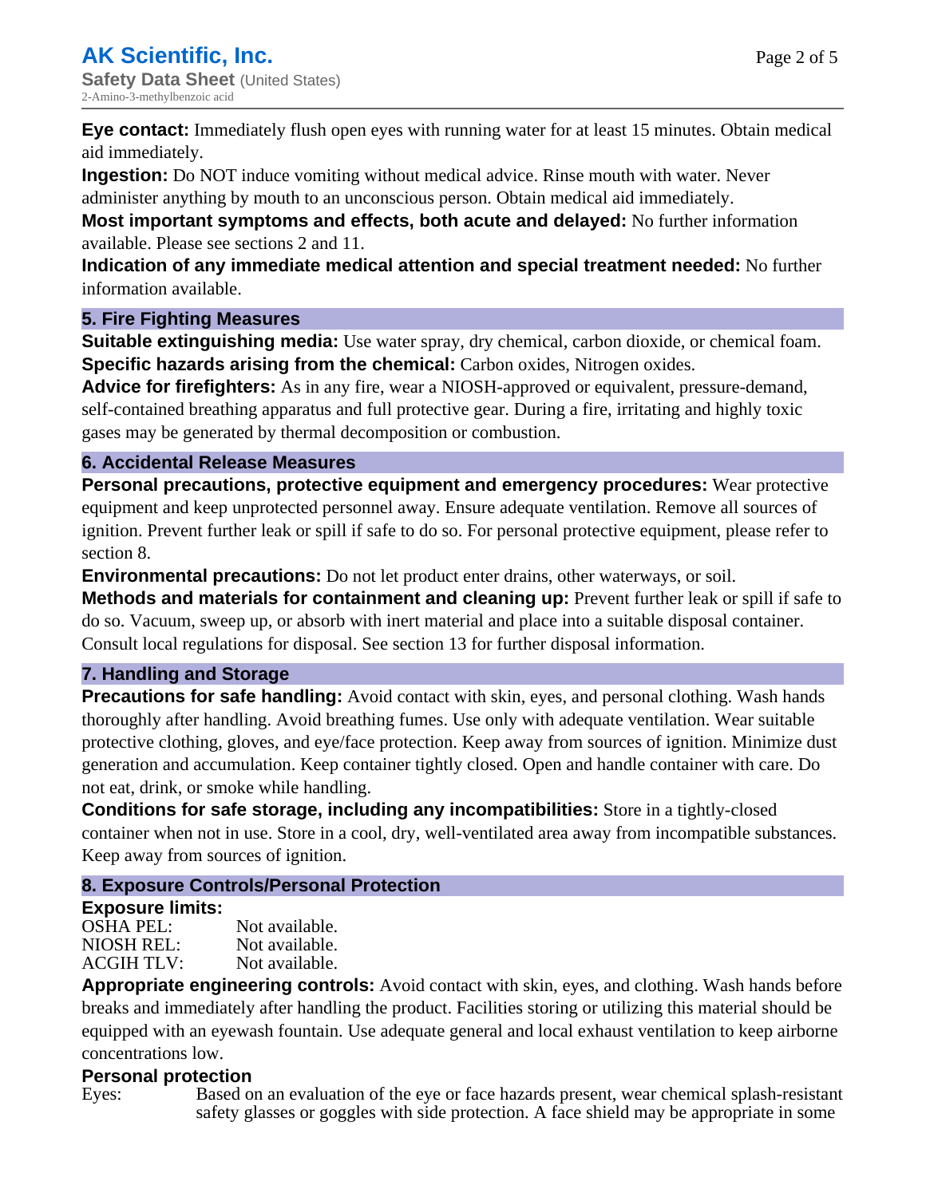**Eye contact:** Immediately flush open eyes with running water for at least 15 minutes. Obtain medical aid immediately.

**Ingestion:** Do NOT induce vomiting without medical advice. Rinse mouth with water. Never administer anything by mouth to an unconscious person. Obtain medical aid immediately.

**Most important symptoms and effects, both acute and delayed:** No further information available. Please see sections 2 and 11.

**Indication of any immediate medical attention and special treatment needed:** No further information available.

## 5. Fire Fighting Measures

**Suitable extinguishing media:** Use water spray, dry chemical, carbon dioxide, or chemical foam.

**Specific hazards arising from the chemical:** Carbon oxides, Nitrogen oxides.

**Advice for firefighters:** As in any fire, wear a NIOSH-approved or equivalent, pressure-demand, self-contained breathing apparatus and full protective gear. During a fire, irritating and highly toxic gases may be generated by thermal decomposition or combustion.

## 6. Accidental Release Measures

**Personal precautions, protective equipment and emergency procedures:** Wear protective equipment and keep unprotected personnel away. Ensure adequate ventilation. Remove all sources of ignition. Prevent further leak or spill if safe to do so. For personal protective equipment, please refer to section 8.

**Environmental precautions:** Do not let product enter drains, other waterways, or soil.

**Methods and materials for containment and cleaning up:** Prevent further leak or spill if safe to do so. Vacuum, sweep up, or absorb with inert material and place into a suitable disposal container. Consult local regulations for disposal. See section 13 for further disposal information.

## 7. Handling and Storage

**Precautions for safe handling:** Avoid contact with skin, eyes, and personal clothing. Wash hands thoroughly after handling. Avoid breathing fumes. Use only with adequate ventilation. Wear suitable protective clothing, gloves, and eye/face protection. Keep away from sources of ignition. Minimize dust generation and accumulation. Keep container tightly closed. Open and handle container with care. Do not eat, drink, or smoke while handling.

**Conditions for safe storage, including any incompatibilities:** Store in a tightly-closed container when not in use. Store in a cool, dry, well-ventilated area away from incompatible substances. Keep away from sources of ignition.

## 8. Exposure Controls/Personal Protection

**Exposure limits:**

| | |
|---|---|
| OSHA PEL: | Not available. |
| NIOSH REL: | Not available. |
| ACGIH TLV: | Not available. |

**Appropriate engineering controls:** Avoid contact with skin, eyes, and clothing. Wash hands before breaks and immediately after handling the product. Facilities storing or utilizing this material should be equipped with an eyewash fountain. Use adequate general and local exhaust ventilation to keep airborne concentrations low.

**Personal protection**

Eyes: Based on an evaluation of the eye or face hazards present, wear chemical splash-resistant safety glasses or goggles with side protection. A face shield may be appropriate in some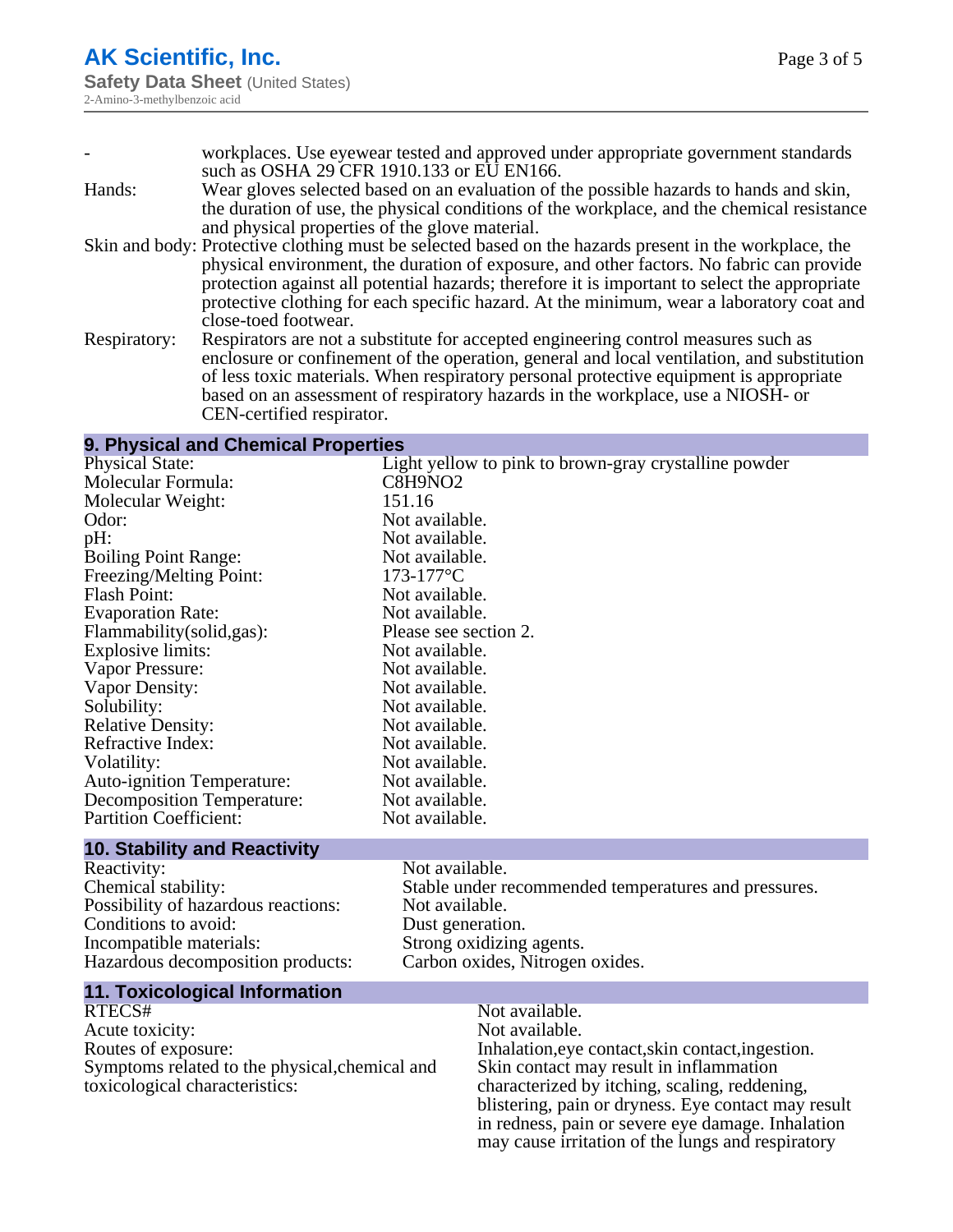| | |
|---|---|
| - | workplaces. Use eyewear tested and approved under appropriate government standards such as OSHA 29 CFR 1910.133 or EU EN166. |
| Hands: | Wear gloves selected based on an evaluation of the possible hazards to hands and skin, the duration of use, the physical conditions of the workplace, and the chemical resistance and physical properties of the glove material. |
| Skin and body: | Protective clothing must be selected based on the hazards present in the workplace, the physical environment, the duration of exposure, and other factors. No fabric can provide protection against all potential hazards; therefore it is important to select the appropriate protective clothing for each specific hazard. At the minimum, wear a laboratory coat and close-toed footwear. |
| Respiratory: | Respirators are not a substitute for accepted engineering control measures such as enclosure or confinement of the operation, general and local ventilation, and substitution of less toxic materials. When respiratory personal protective equipment is appropriate based on an assessment of respiratory hazards in the workplace, use a NIOSH- or CEN-certified respirator. |

## 9. Physical and Chemical Properties

| | |
|---|---|
| Physical State: | Light yellow to pink to brown-gray crystalline powder |
| Molecular Formula: | C8H9NO2 |
| Molecular Weight: | 151.16 |
| Odor: | Not available. |
| pH: | Not available. |
| Boiling Point Range: | Not available. |
| Freezing/Melting Point: | 173-177°C |
| Flash Point: | Not available. |
| Evaporation Rate: | Not available. |
| Flammability(solid,gas): | Please see section 2. |
| Explosive limits: | Not available. |
| Vapor Pressure: | Not available. |
| Vapor Density: | Not available. |
| Solubility: | Not available. |
| Relative Density: | Not available. |
| Refractive Index: | Not available. |
| Volatility: | Not available. |
| Auto-ignition Temperature: | Not available. |
| Decomposition Temperature: | Not available. |
| Partition Coefficient: | Not available. |

## 10. Stability and Reactivity

| | |
|---|---|
| Reactivity: | Not available. |
| Chemical stability: | Stable under recommended temperatures and pressures. |
| Possibility of hazardous reactions: | Not available. |
| Conditions to avoid: | Dust generation. |
| Incompatible materials: | Strong oxidizing agents. |
| Hazardous decomposition products: | Carbon oxides, Nitrogen oxides. |

## 11. Toxicological Information

| | |
|---|---|
| RTECS# | Not available. |
| Acute toxicity: | Not available. |
| Routes of exposure: | Inhalation,eye contact,skin contact,ingestion. |
| Symptoms related to the physical,chemical and toxicological characteristics: | Skin contact may result in inflammation characterized by itching, scaling, reddening, blistering, pain or dryness. Eye contact may result in redness, pain or severe eye damage. Inhalation may cause irritation of the lungs and respiratory |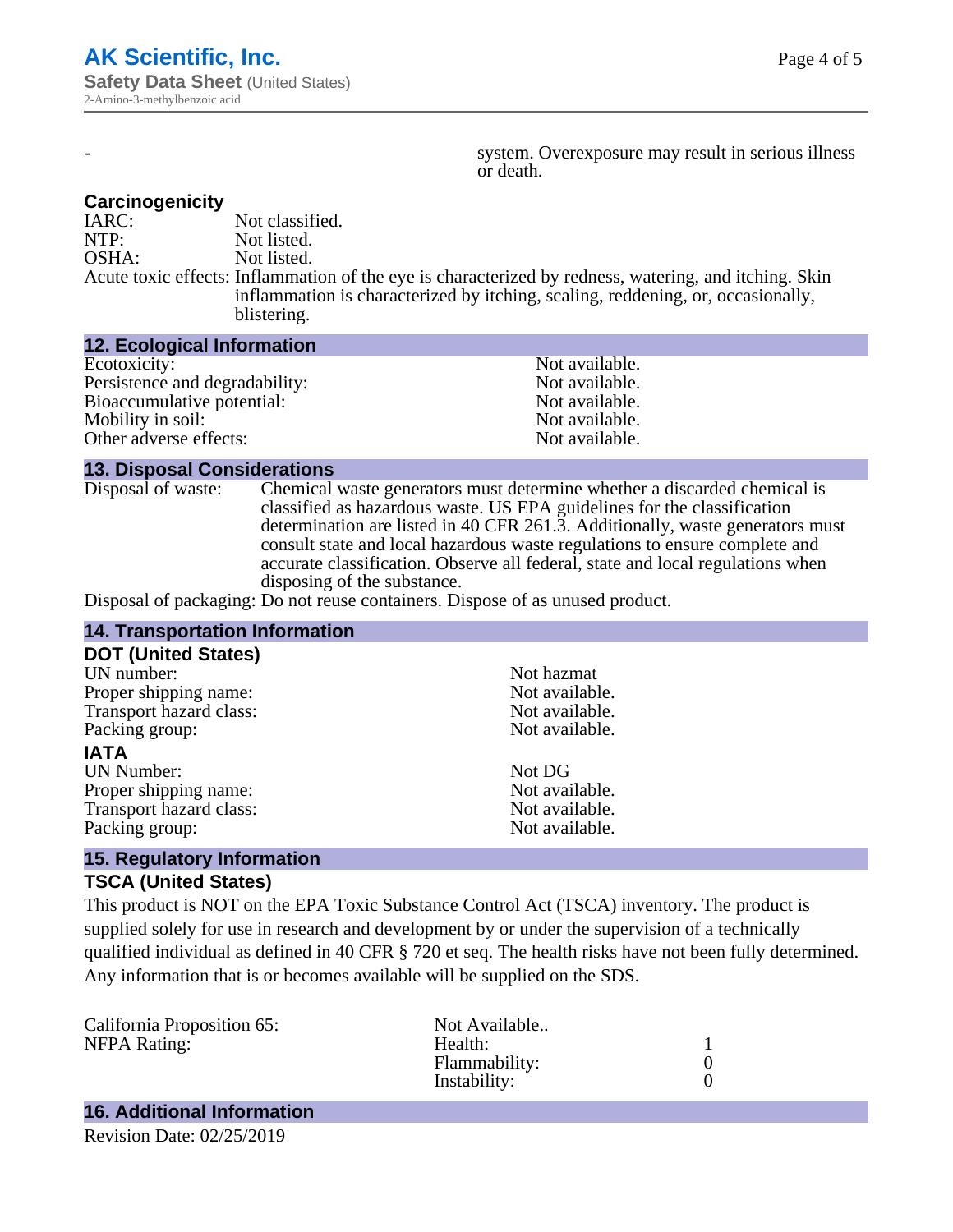| - | system. Overexposure may result in serious illness or death. |
| --- | --- |

### Carcinogenicity

| | |
| --- | --- |
| IARC: | Not classified. |
| NTP: | Not listed. |
| OSHA: | Not listed. |
| Acute toxic effects: | Inflammation of the eye is characterized by redness, watering, and itching. Skin inflammation is characterized by itching, scaling, reddening, or, occasionally, blistering. |

## 12. Ecological Information

| | |
| --- | --- |
| Ecotoxicity: | Not available. |
| Persistence and degradability: | Not available. |
| Bioaccumulative potential: | Not available. |
| Mobility in soil: | Not available. |
| Other adverse effects: | Not available. |

## 13. Disposal Considerations

| | |
| --- | --- |
| Disposal of waste: | Chemical waste generators must determine whether a discarded chemical is classified as hazardous waste. US EPA guidelines for the classification determination are listed in 40 CFR 261.3. Additionally, waste generators must consult state and local hazardous waste regulations to ensure complete and accurate classification. Observe all federal, state and local regulations when disposing of the substance. |
| Disposal of packaging: | Do not reuse containers. Dispose of as unused product. |

## 14. Transportation Information

### DOT (United States)

| | |
| --- | --- |
| UN number: | Not hazmat |
| Proper shipping name: | Not available. |
| Transport hazard class: | Not available. |
| Packing group: | Not available. |

### IATA

| | |
| --- | --- |
| UN Number: | Not DG |
| Proper shipping name: | Not available. |
| Transport hazard class: | Not available. |
| Packing group: | Not available. |

## 15. Regulatory Information

### TSCA (United States)

This product is NOT on the EPA Toxic Substance Control Act (TSCA) inventory. The product is supplied solely for use in research and development by or under the supervision of a technically qualified individual as defined in 40 CFR § 720 et seq. The health risks have not been fully determined. Any information that is or becomes available will be supplied on the SDS.

| | | |
| --- | --- | --- |
| California Proposition 65: | Not Available.. | |
| NFPA Rating: | Health: | 1 |
| | Flammability: | 0 |
| | Instability: | 0 |

## 16. Additional Information

Revision Date: 02/25/2019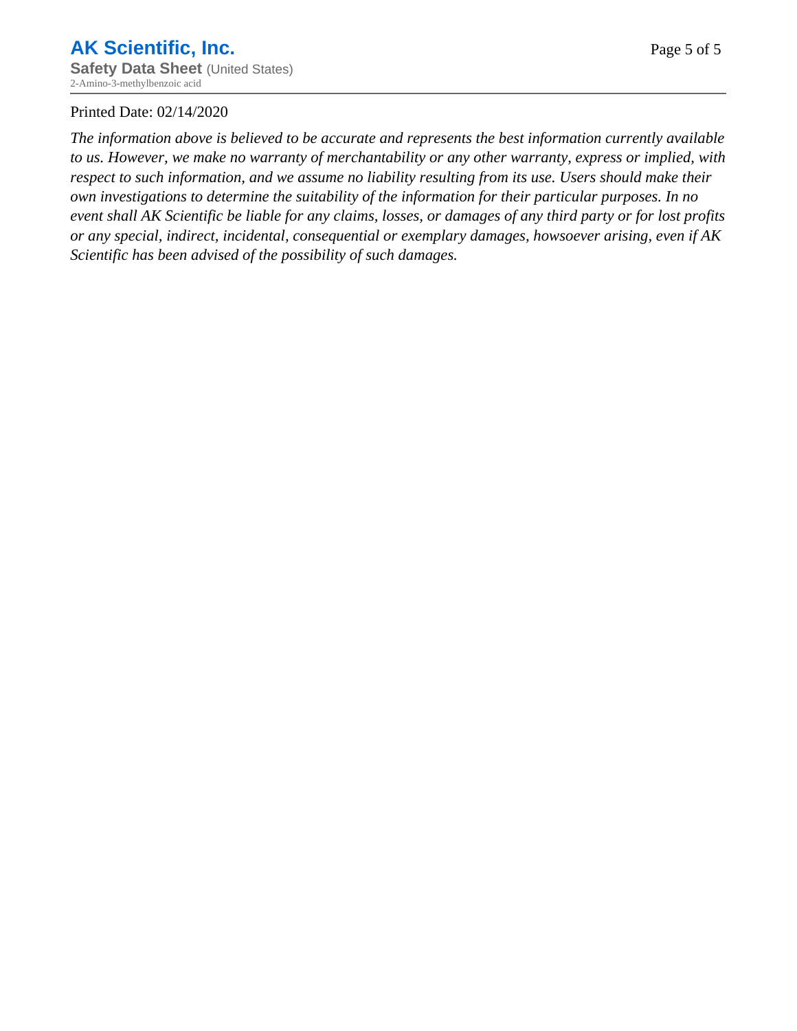Printed Date: 02/14/2020

*The information above is believed to be accurate and represents the best information currently available to us. However, we make no warranty of merchantability or any other warranty, express or implied, with respect to such information, and we assume no liability resulting from its use. Users should make their own investigations to determine the suitability of the information for their particular purposes. In no event shall AK Scientific be liable for any claims, losses, or damages of any third party or for lost profits or any special, indirect, incidental, consequential or exemplary damages, howsoever arising, even if AK Scientific has been advised of the possibility of such damages.*